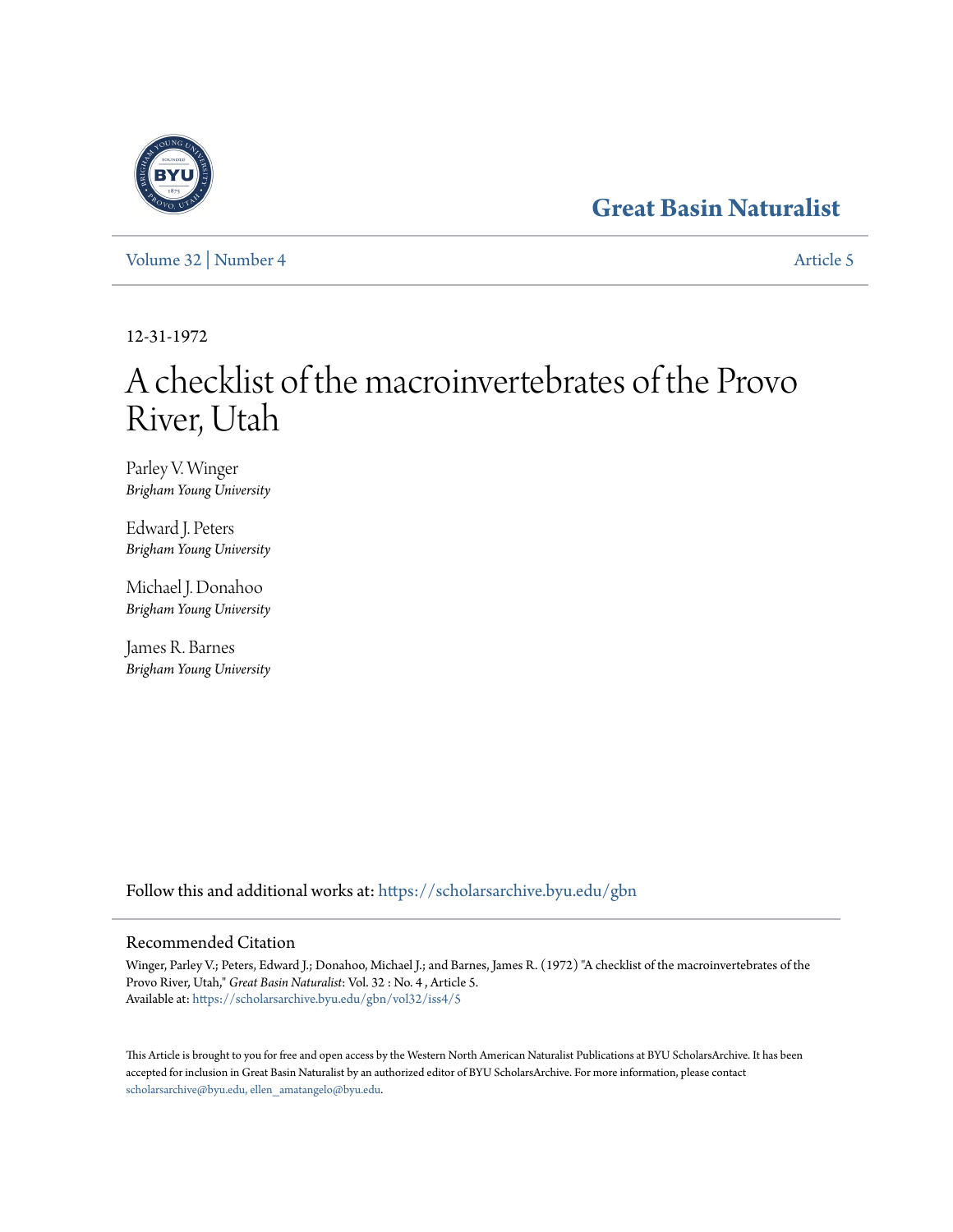Great Basin Naturalist

Volume 32 | Number 4 Article 5

12-31-1972

# A checklist of the macroinvertebrates of the Provo River, Utah

Parley V. Winger
*Brigham Young University*

Edward J. Peters
*Brigham Young University*

Michael J. Donahoo
*Brigham Young University*

James R. Barnes
*Brigham Young University*

Follow this and additional works at: https://scholarsarchive.byu.edu/gbn

## Recommended Citation

Winger, Parley V.; Peters, Edward J.; Donahoo, Michael J.; and Barnes, James R. (1972) "A checklist of the macroinvertebrates of the Provo River, Utah," *Great Basin Naturalist*: Vol. 32 : No. 4 , Article 5.
Available at: https://scholarsarchive.byu.edu/gbn/vol32/iss4/5

This Article is brought to you for free and open access by the Western North American Naturalist Publications at BYU ScholarsArchive. It has been accepted for inclusion in Great Basin Naturalist by an authorized editor of BYU ScholarsArchive. For more information, please contact scholarsarchive@byu.edu, ellen_amatangelo@byu.edu.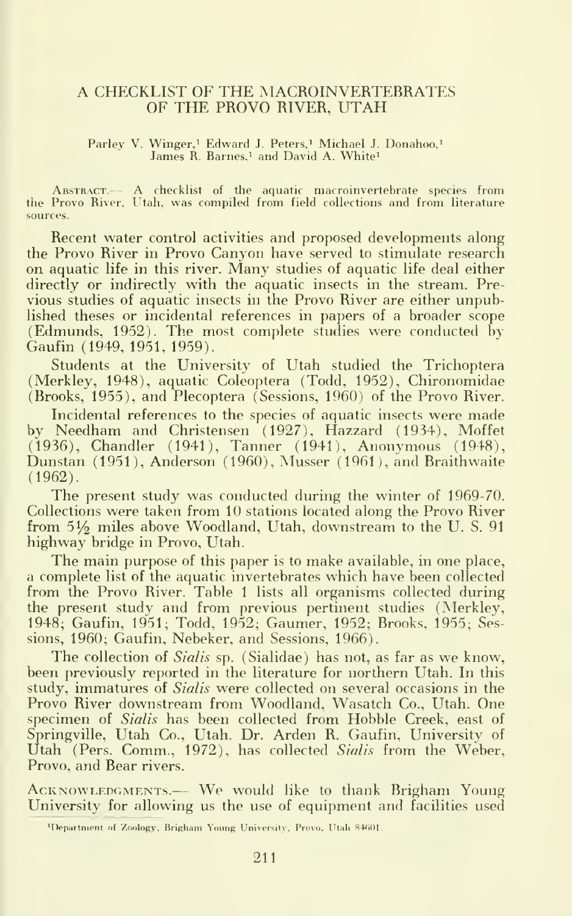# A CHECKLIST OF THE MACROINVERTEBRATES OF THE PROVO RIVER, UTAH

Parley V. Winger,[1] Edward J. Peters,[1] Michael J. Donahoo,[1] James R. Barnes,[1] and David A. White[1]

Abstract.— A checklist of the aquatic macroinvertebrate species from the Provo River, Utah, was compiled from field collections and from literature sources.

Recent water control activities and proposed developments along the Provo River in Provo Canyon have served to stimulate research on aquatic life in this river. Many studies of aquatic life deal either directly or indirectly with the aquatic insects in the stream. Previous studies of aquatic insects in the Provo River are either unpublished theses or incidental references in papers of a broader scope (Edmunds, 1952). The most complete studies were conducted by Gaufin (1949, 1951, 1959).

Students at the University of Utah studied the Trichoptera (Merkley, 1948), aquatic Coleoptera (Todd, 1952), Chironomidae (Brooks, 1955), and Plecoptera (Sessions, 1960) of the Provo River.

Incidental references to the species of aquatic insects were made by Needham and Christensen (1927), Hazzard (1934), Moffet (1936), Chandler (1941), Tanner (1941), Anonymous (1948), Dunstan (1951), Anderson (1960), Musser (1961), and Braithwaite (1962).

The present study was conducted during the winter of 1969-70. Collections were taken from 10 stations located along the Provo River from 5½ miles above Woodland, Utah, downstream to the U. S. 91 highway bridge in Provo, Utah.

The main purpose of this paper is to make available, in one place, a complete list of the aquatic invertebrates which have been collected from the Provo River. Table 1 lists all organisms collected during the present study and from previous pertinent studies (Merkley, 1948; Gaufin, 1951; Todd, 1952; Gaumer, 1952; Brooks, 1955; Sessions, 1960; Gaufin, Nebeker, and Sessions, 1966).

The collection of *Sialis* sp. (Sialidae) has not, as far as we know, been previously reported in the literature for northern Utah. In this study, immatures of *Sialis* were collected on several occasions in the Provo River downstream from Woodland, Wasatch Co., Utah. One specimen of *Sialis* has been collected from Hobble Creek, east of Springville, Utah Co., Utah. Dr. Arden R. Gaufin, University of Utah (Pers. Comm., 1972), has collected *Sialis* from the Weber, Provo, and Bear rivers.

Acknowledgments.— We would like to thank Brigham Young University for allowing us the use of equipment and facilities used

[1]Department of Zoology, Brigham Young University, Provo, Utah 84601.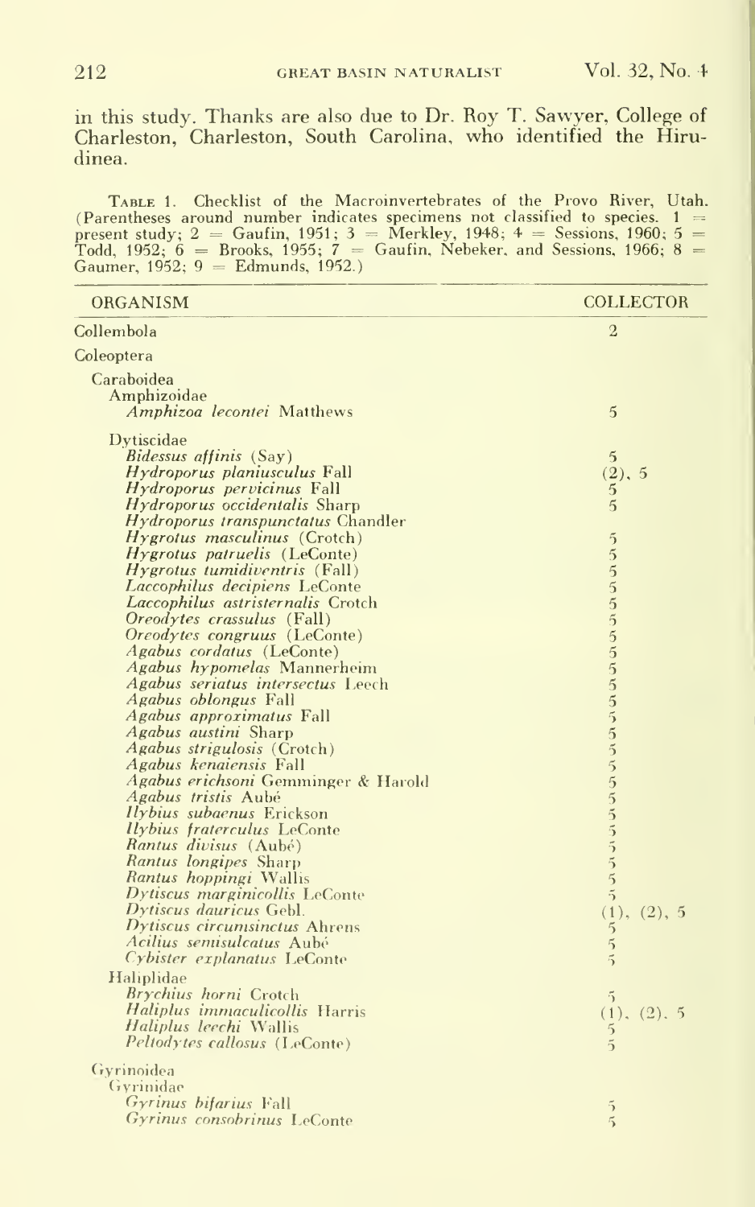in this study. Thanks are also due to Dr. Roy T. Sawyer, College of Charleston, Charleston, South Carolina, who identified the Hirudinea.

TABLE 1. Checklist of the Macroinvertebrates of the Provo River, Utah. (Parentheses around number indicates specimens not classified to species. 1 = present study; 2 = Gaufin, 1951; 3 = Merkley, 1948; 4 = Sessions, 1960; 5 = Todd, 1952; 6 = Brooks, 1955; 7 = Gaufin, Nebeker, and Sessions, 1966; 8 = Gaumer, 1952; 9 = Edmunds, 1952.)

| ORGANISM | COLLECTOR |
|---|---|
| Collembola | 2 |
| Coleoptera | |
| Caraboidea | |
| Amphizoidae | |
| *Amphizoa lecontei* Matthews | 5 |
| Dytiscidae | |
| *Bidessus affinis* (Say) | 5 |
| *Hydroporus planiusculus* Fall | (2), 5 |
| *Hydroporus pervicinus* Fall | 5 |
| *Hydroporus occidentalis* Sharp | 5 |
| *Hydroporus transpunctatus* Chandler | |
| *Hygrotus masculinus* (Crotch) | 5 |
| *Hygrotus patruelis* (LeConte) | 5 |
| *Hygrotus tumidiventris* (Fall) | 5 |
| *Laccophilus decipiens* LeConte | 5 |
| *Laccophilus astristernalis* Crotch | 5 |
| *Oreodytes crassulus* (Fall) | 5 |
| *Oreodytes congruus* (LeConte) | 5 |
| *Agabus cordatus* (LeConte) | 5 |
| *Agabus hypomelas* Mannerheim | 5 |
| *Agabus seriatus intersectus* Leech | 5 |
| *Agabus oblongus* Fall | 5 |
| *Agabus approximatus* Fall | 5 |
| *Agabus austini* Sharp | 5 |
| *Agabus strigulosis* (Crotch) | 5 |
| *Agabus kenaiensis* Fall | 5 |
| *Agabus erichsoni* Gemminger & Harold | 5 |
| *Agabus tristis* Aubé | 5 |
| *Ilybius subaenus* Erickson | 5 |
| *Ilybius fraterculus* LeConte | 5 |
| *Rantus divisus* (Aubé) | 5 |
| *Rantus longipes* Sharp | 5 |
| *Rantus hoppingi* Wallis | 5 |
| *Dytiscus marginicollis* LeConte | 5 |
| *Dytiscus dauricus* Gebl. | (1), (2), 5 |
| *Dytiscus circumsinctus* Ahrens | 5 |
| *Acilius semisulcatus* Aubé | 5 |
| *Cybister explanatus* LeConte | 5 |
| Haliplidae | |
| *Brychius horni* Crotch | 5 |
| *Haliplus immaculicollis* Harris | (1), (2), 5 |
| *Haliplus leechi* Wallis | 5 |
| *Peltodytes callosus* (LeConte) | 5 |
| Gyrinoidea | |
| Gyrinidae | |
| *Gyrinus bifarius* Fall | 5 |
| *Gyrinus consobrinus* LeConte | 5 |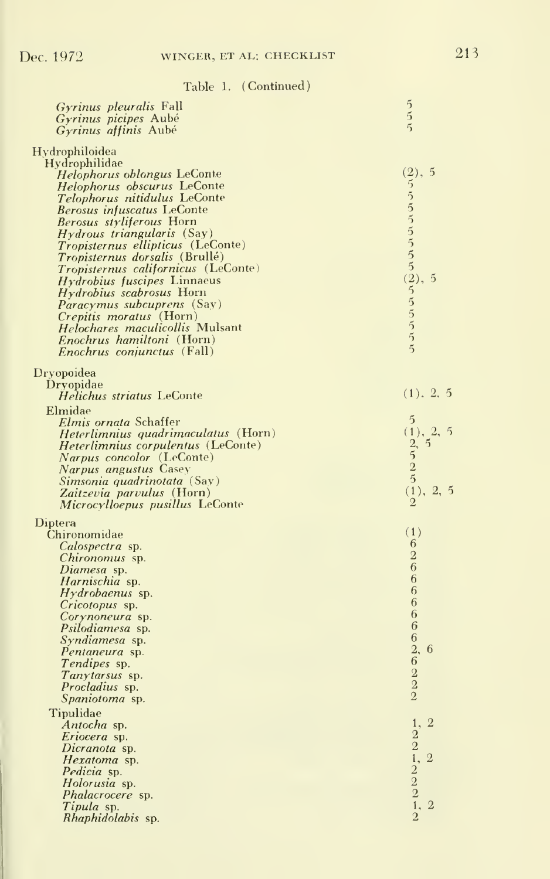Table 1. (Continued)

| Taxon | |
|---|---|
| *Gyrinus pleuralis* Fall | 5 |
| *Gyrinus picipes* Aubé | 5 |
| *Gyrinus affinis* Aubé | 5 |
| Hydrophiloidea | |
| Hydrophilidae | |
| *Helophorus oblongus* LeConte | (2), 5 |
| *Helophorus obscurus* LeConte | 5 |
| *Telophorus nitidulus* LeConte | 5 |
| *Berosus infuscatus* LeConte | 5 |
| *Berosus styliferous* Horn | 5 |
| *Hydrous triangularis* (Say) | 5 |
| *Tropisternus ellipticus* (LeConte) | 5 |
| *Tropisternus dorsalis* (Brullé) | 5 |
| *Tropisternus californicus* (LeConte) | 5 |
| *Hydrobius fuscipes* Linnaeus | (2), 5 |
| *Hydrobius scabrosus* Horn | 5 |
| *Paracymus subcuprens* (Say) | 5 |
| *Crepitis moratus* (Horn) | 5 |
| *Helochares maculicollis* Mulsant | 5 |
| *Enochrus hamiltoni* (Horn) | 5 |
| *Enochrus conjunctus* (Fall) | 5 |
| Dryopoidea | |
| Dryopidae | |
| *Helichus striatus* LeConte | (1), 2, 5 |
| Elmidae | |
| *Elmis ornata* Schaffer | 5 |
| *Heterlimnius quadrimaculatus* (Horn) | (1), 2, 5 |
| *Heterlimnius corpulentus* (LeConte) | 2, 5 |
| *Narpus concolor* (LeConte) | 5 |
| *Narpus angustus* Casey | 2 |
| *Simsonia quadrinotata* (Say) | 5 |
| *Zaitzevia parvulus* (Horn) | (1), 2, 5 |
| *Microcylloepus pusillus* LeConte | 2 |
| Diptera | |
| Chironomidae | (1) |
| *Calospectra* sp. | 6 |
| *Chironomus* sp. | 2 |
| *Diamesa* sp. | 6 |
| *Harnischia* sp. | 6 |
| *Hydrobaenus* sp. | 6 |
| *Cricotopus* sp. | 6 |
| *Corynoneura* sp. | 6 |
| *Psilodiamesa* sp. | 6 |
| *Syndiamesa* sp. | 6 |
| *Pentaneura* sp. | 2, 6 |
| *Tendipes* sp. | 6 |
| *Tanytarsus* sp. | 2 |
| *Procladius* sp. | 2 |
| *Spaniotoma* sp. | 2 |
| Tipulidae | |
| *Antocha* sp. | 1, 2 |
| *Eriocera* sp. | 2 |
| *Dicranota* sp. | 2 |
| *Hexatoma* sp. | 1, 2 |
| *Pedicia* sp. | 2 |
| *Holorusia* sp. | 2 |
| *Phalacrocere* sp. | 2 |
| *Tipula* sp. | 1, 2 |
| *Rhaphidolabis* sp. | 2 |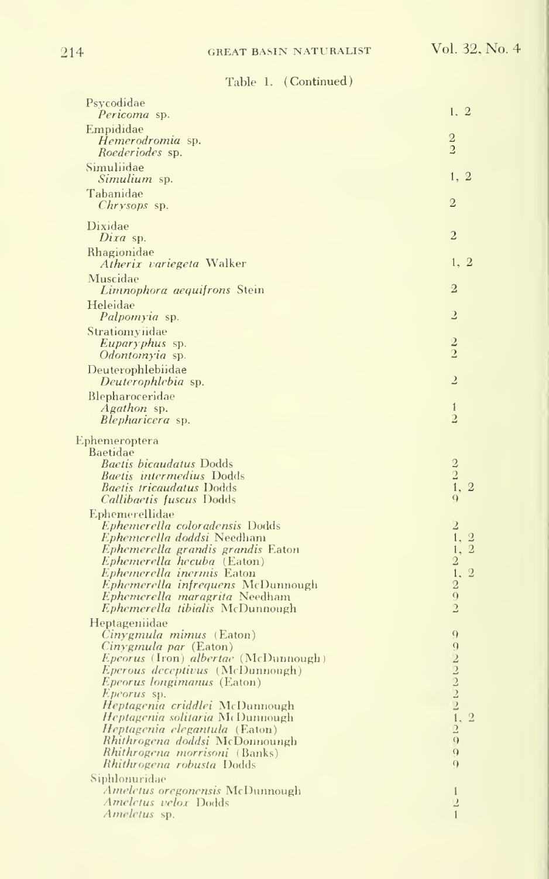Table 1. (Continued)

| Taxon | |
|---|---|
| Psycodidae | |
| *Pericoma* sp. | 1, 2 |
| Empididae | |
| *Hemerodromia* sp. | 2 |
| *Roederiodes* sp. | 2 |
| Simuliidae | |
| *Simulium* sp. | 1, 2 |
| Tabanidae | |
| *Chrysops* sp. | 2 |
| Dixidae | |
| *Dixa* sp. | 2 |
| Rhagionidae | |
| *Atherix variegeta* Walker | 1, 2 |
| Muscidae | |
| *Limnophora aequifrons* Stein | 2 |
| Heleidae | |
| *Palpomyia* sp. | 2 |
| Stratiomyiidae | |
| *Euparyphus* sp. | 2 |
| *Odontomyia* sp. | 2 |
| Deuterophlebiidae | |
| *Deuterophlebia* sp. | 2 |
| Blepharoceridae | |
| *Agathon* sp. | 1 |
| *Blepharicera* sp. | 2 |
| Ephemeroptera | |
| Baetidae | |
| *Baetis bicaudatus* Dodds | 2 |
| *Baetis intermedius* Dodds | 2 |
| *Baetis tricaudatus* Dodds | 1, 2 |
| *Callibaetis fuscus* Dodds | 9 |
| Ephemerellidae | |
| *Ephemerella coloradensis* Dodds | 2 |
| *Ephemerella doddsi* Needham | 1, 2 |
| *Ephemerella grandis grandis* Eaton | 1, 2 |
| *Ephemerella hecuba* (Eaton) | 2 |
| *Ephemerella inermis* Eaton | 1, 2 |
| *Ephemerella infrequens* McDunnough | 2 |
| *Ephemerella maragrita* Needham | 9 |
| *Ephemerella tibialis* McDunnough | 2 |
| Heptageniidae | |
| *Cinygmula mimus* (Eaton) | 9 |
| *Cinygmula par* (Eaton) | 9 |
| *Epeorus* (Iron) *albertae* (McDunnough) | 2 |
| *Eperous deceptivus* (McDunnough) | 2 |
| *Epeorus longimanus* (Eaton) | 2 |
| *Epeorus* sp. | 2 |
| *Heptagenia criddlei* McDunnough | 2 |
| *Heptagenia solitaria* McDunnough | 1, 2 |
| *Heptagenia elegantula* (Eaton) | 2 |
| *Rhithrogena doddsi* McDonnoungh | 9 |
| *Rhithrogena morrisoni* (Banks) | 9 |
| *Rhithrogena robusta* Dodds | 9 |
| Siphlonuridae | |
| *Ameletus oregonensis* McDunnough | 1 |
| *Ameletus velox* Dodds | 2 |
| *Ameletus* sp. | 1 |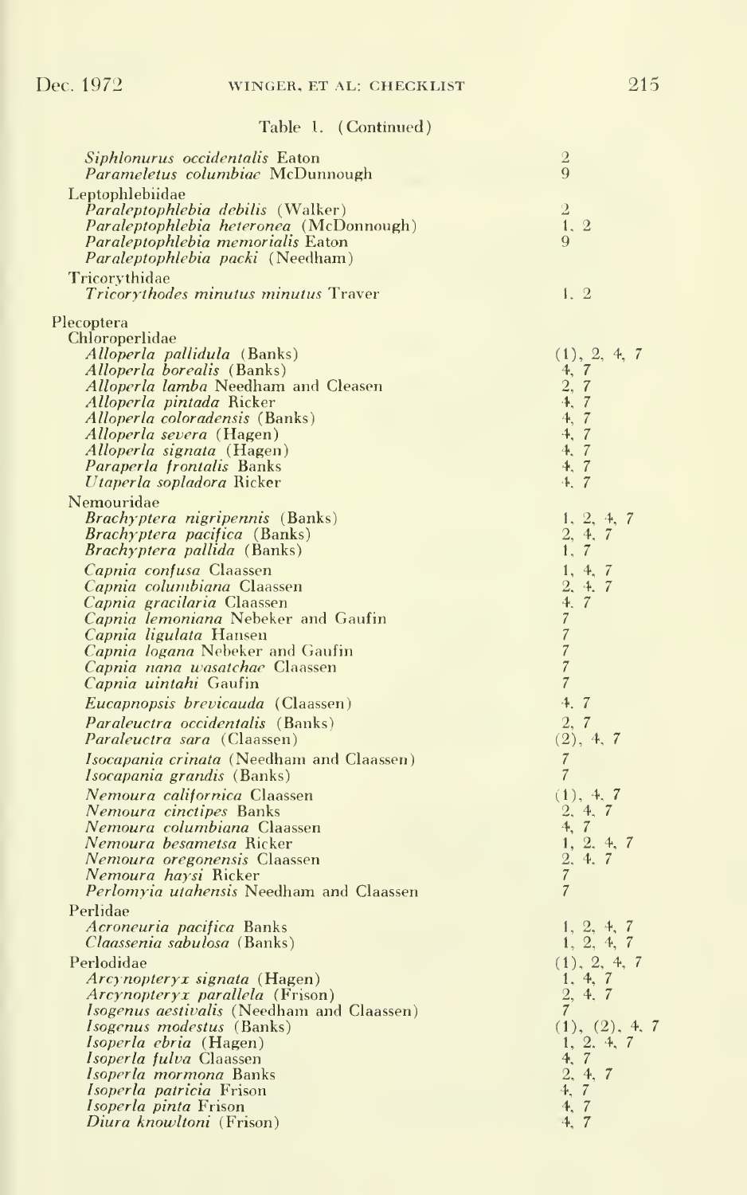Table 1. (Continued)

| | |
|---|---|
| *Siphlonurus occidentalis* Eaton | 2 |
| *Parameletus columbiae* McDunnough | 9 |
| Leptophlebiidae | |
| *Paraleptophlebia debilis* (Walker) | 2 |
| *Paraleptophlebia heteronea* (McDonnough) | 1, 2 |
| *Paraleptophlebia memorialis* Eaton | 9 |
| *Paraleptophlebia packi* (Needham) | |
| Tricorythidae | |
| *Tricorythodes minutus minutus* Traver | 1, 2 |
| Plecoptera | |
| Chloroperlidae | |
| *Alloperla pallidula* (Banks) | (1), 2, 4, 7 |
| *Alloperla borealis* (Banks) | 4, 7 |
| *Alloperla lamba* Needham and Cleasen | 2, 7 |
| *Alloperla pintada* Ricker | 4, 7 |
| *Alloperla coloradensis* (Banks) | 4, 7 |
| *Alloperla severa* (Hagen) | 4, 7 |
| *Alloperla signata* (Hagen) | 4, 7 |
| *Paraperla frontalis* Banks | 4, 7 |
| *Utaperla sopladora* Ricker | 4, 7 |
| Nemouridae | |
| *Brachyptera nigripennis* (Banks) | 1, 2, 4, 7 |
| *Brachyptera pacifica* (Banks) | 2, 4, 7 |
| *Brachyptera pallida* (Banks) | 1, 7 |
| *Capnia confusa* Claassen | 1, 4, 7 |
| *Capnia columbiana* Claassen | 2, 4, 7 |
| *Capnia gracilaria* Claassen | 4, 7 |
| *Capnia lemoniana* Nebeker and Gaufin | 7 |
| *Capnia ligulata* Hansen | 7 |
| *Capnia logana* Nebeker and Gaufin | 7 |
| *Capnia nana wasatchae* Claassen | 7 |
| *Capnia uintahi* Gaufin | 7 |
| *Eucapnopsis brevicauda* (Claassen) | 4, 7 |
| *Paraleuctra occidentalis* (Banks) | 2, 7 |
| *Paraleuctra sara* (Claassen) | (2), 4, 7 |
| *Isocapania crinata* (Needham and Claassen) | 7 |
| *Isocapania grandis* (Banks) | 7 |
| *Nemoura californica* Claassen | (1), 4, 7 |
| *Nemoura cinctipes* Banks | 2, 4, 7 |
| *Nemoura columbiana* Claassen | 4, 7 |
| *Nemoura besametsa* Ricker | 1, 2, 4, 7 |
| *Nemoura oregonensis* Claassen | 2, 4, 7 |
| *Nemoura haysi* Ricker | 7 |
| *Perlomyia utahensis* Needham and Claassen | 7 |
| Perlidae | |
| *Acroneuria pacifica* Banks | 1, 2, 4, 7 |
| *Claassenia sabulosa* (Banks) | 1, 2, 4, 7 |
| Perlodidae | (1), 2, 4, 7 |
| *Arcynopteryx signata* (Hagen) | 1, 4, 7 |
| *Arcynopteryx parallela* (Frison) | 2, 4, 7 |
| *Isogenus aestivalis* (Needham and Claassen) | 7 |
| *Isogenus modestus* (Banks) | (1), (2), 4, 7 |
| *Isoperla ebria* (Hagen) | 1, 2, 4, 7 |
| *Isoperla fulva* Claassen | 4, 7 |
| *Isoperla mormona* Banks | 2, 4, 7 |
| *Isoperla patricia* Frison | 4, 7 |
| *Isoperla pinta* Frison | 4, 7 |
| *Diura knowltoni* (Frison) | 4, 7 |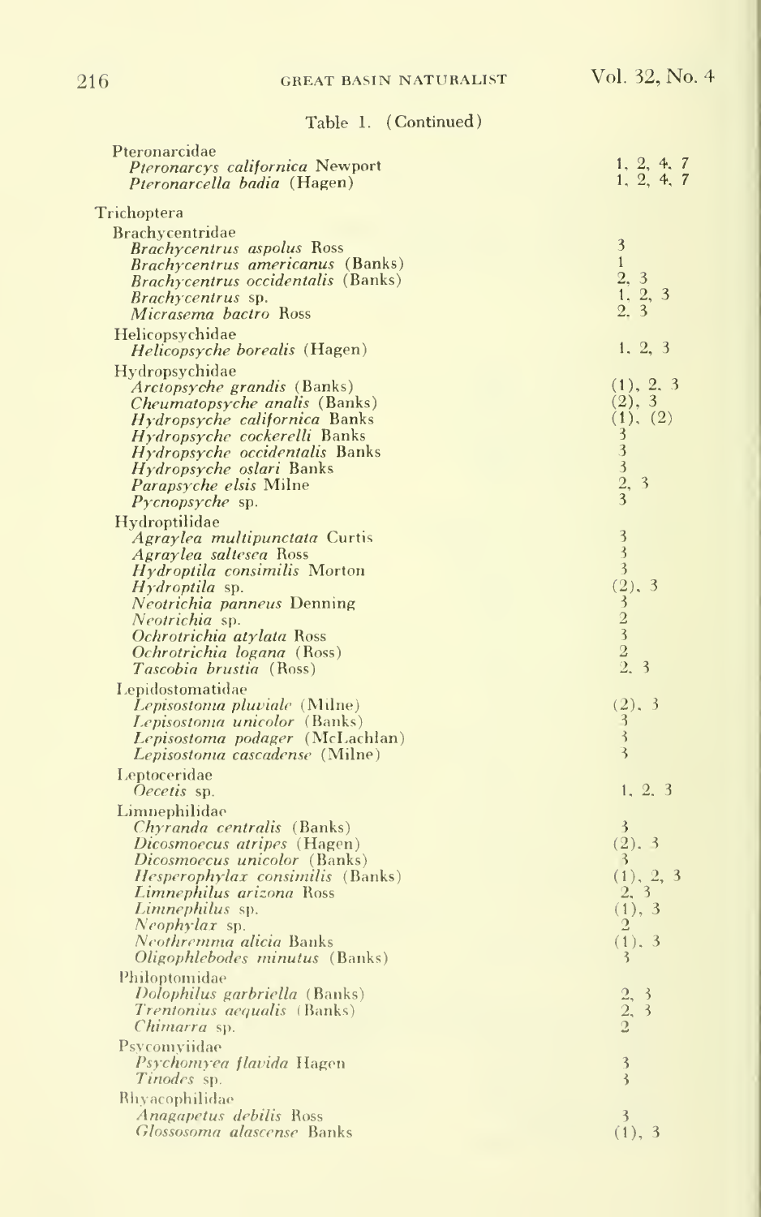Table 1. (Continued)

| Taxon | |
|---|---|
| Pteronarcidae | |
| *Pteronarcys californica* Newport | 1, 2, 4, 7 |
| *Pteronarcella badia* (Hagen) | 1, 2, 4, 7 |
| Trichoptera | |
| Brachycentridae | |
| *Brachycentrus aspolus* Ross | 3 |
| *Brachycentrus americanus* (Banks) | 1 |
| *Brachycentrus occidentalis* (Banks) | 2, 3 |
| *Brachycentrus* sp. | 1, 2, 3 |
| *Micrasema bactro* Ross | 2, 3 |
| Helicopsychidae | |
| *Helicopsyche borealis* (Hagen) | 1, 2, 3 |
| Hydropsychidae | |
| *Arctopsyche grandis* (Banks) | (1), 2, 3 |
| *Cheumatopsyche analis* (Banks) | (2), 3 |
| *Hydropsyche californica* Banks | (1), (2) |
| *Hydropsyche cockerelli* Banks | 3 |
| *Hydropsyche occidentalis* Banks | 3 |
| *Hydropsyche oslari* Banks | 3 |
| *Parapsyche elsis* Milne | 2, 3 |
| *Pycnopsyche* sp. | 3 |
| Hydroptilidae | |
| *Agraylea multipunctata* Curtis | 3 |
| *Agraylea saltesea* Ross | 3 |
| *Hydroptila consimilis* Morton | 3 |
| *Hydroptila* sp. | (2), 3 |
| *Neotrichia panneus* Denning | 3 |
| *Neotrichia* sp. | 2 |
| *Ochrotrichia atylata* Ross | 3 |
| *Ochrotrichia logana* (Ross) | 2 |
| *Tascobia brustia* (Ross) | 2, 3 |
| Lepidostomatidae | |
| *Lepisostoma pluviale* (Milne) | (2), 3 |
| *Lepisostoma unicolor* (Banks) | 3 |
| *Lepisostoma podager* (McLachlan) | 3 |
| *Lepisostoma cascadense* (Milne) | 3 |
| Leptoceridae | |
| *Oecetis* sp. | 1, 2, 3 |
| Limnephilidae | |
| *Chyranda centralis* (Banks) | 3 |
| *Dicosmoecus atripes* (Hagen) | (2), 3 |
| *Dicosmoecus unicolor* (Banks) | 3 |
| *Hesperophylax consimilis* (Banks) | (1), 2, 3 |
| *Limnephilus arizona* Ross | 2, 3 |
| *Limnephilus* sp. | (1), 3 |
| *Neophylax* sp. | 2 |
| *Neothremma alicia* Banks | (1), 3 |
| *Oligophlebodes minutus* (Banks) | 3 |
| Philoptomidae | |
| *Dolophilus garbriella* (Banks) | 2, 3 |
| *Trentonius aequalis* (Banks) | 2, 3 |
| *Chimarra* sp. | 2 |
| Psycomyiidae | |
| *Psychomyea flavida* Hagen | 3 |
| *Tinodes* sp. | 3 |
| Rhyacophilidae | |
| *Anagapetus debilis* Ross | 3 |
| *Glossosoma alascense* Banks | (1), 3 |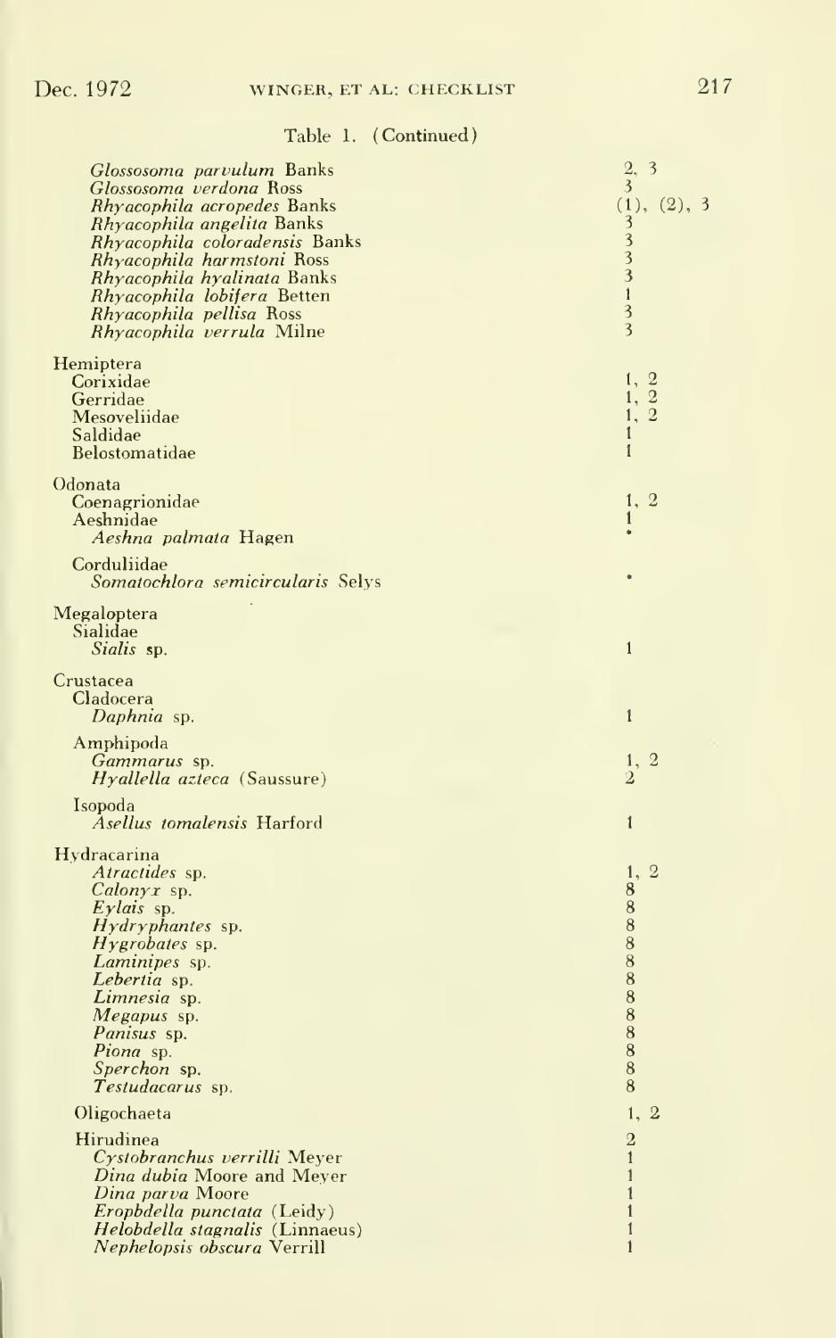Table 1. (Continued)

| Taxon | |
|---|---|
| *Glossosoma parvulum* Banks | 2, 3 |
| *Glossosoma verdona* Ross | 3 |
| *Rhyacophila acropedes* Banks | (1), (2), 3 |
| *Rhyacophila angelita* Banks | 3 |
| *Rhyacophila coloradensis* Banks | 3 |
| *Rhyacophila harmstoni* Ross | 3 |
| *Rhyacophila hyalinata* Banks | 3 |
| *Rhyacophila lobifera* Betten | 1 |
| *Rhyacophila pellisa* Ross | 3 |
| *Rhyacophila verrula* Milne | 3 |
| Hemiptera | |
| Corixidae | 1, 2 |
| Gerridae | 1, 2 |
| Mesoveliidae | 1, 2 |
| Saldidae | 1 |
| Belostomatidae | 1 |
| Odonata | |
| Coenagrionidae | 1, 2 |
| Aeshnidae | 1 |
| *Aeshna palmata* Hagen | * |
| Corduliidae | |
| *Somatochlora semicircularis* Selys | * |
| Megaloptera | |
| Sialidae | |
| *Sialis* sp. | 1 |
| Crustacea | |
| Cladocera | |
| *Daphnia* sp. | 1 |
| Amphipoda | |
| *Gammarus* sp. | 1, 2 |
| *Hyallella azteca* (Saussure) | 2 |
| Isopoda | |
| *Asellus tomalensis* Harford | 1 |
| Hydracarina | |
| *Atractides* sp. | 1, 2 |
| *Calonyx* sp. | 8 |
| *Eylais* sp. | 8 |
| *Hydryphantes* sp. | 8 |
| *Hygrobates* sp. | 8 |
| *Laminipes* sp. | 8 |
| *Lebertia* sp. | 8 |
| *Limnesia* sp. | 8 |
| *Megapus* sp. | 8 |
| *Panisus* sp. | 8 |
| *Piona* sp. | 8 |
| *Sperchon* sp. | 8 |
| *Testudacarus* sp. | 8 |
| Oligochaeta | 1, 2 |
| Hirudinea | 2 |
| *Cystobranchus verrilli* Meyer | 1 |
| *Dina dubia* Moore and Meyer | 1 |
| *Dina parva* Moore | 1 |
| *Eropbdella punctata* (Leidy) | 1 |
| *Helobdella stagnalis* (Linnaeus) | 1 |
| *Nephelopsis obscura* Verrill | 1 |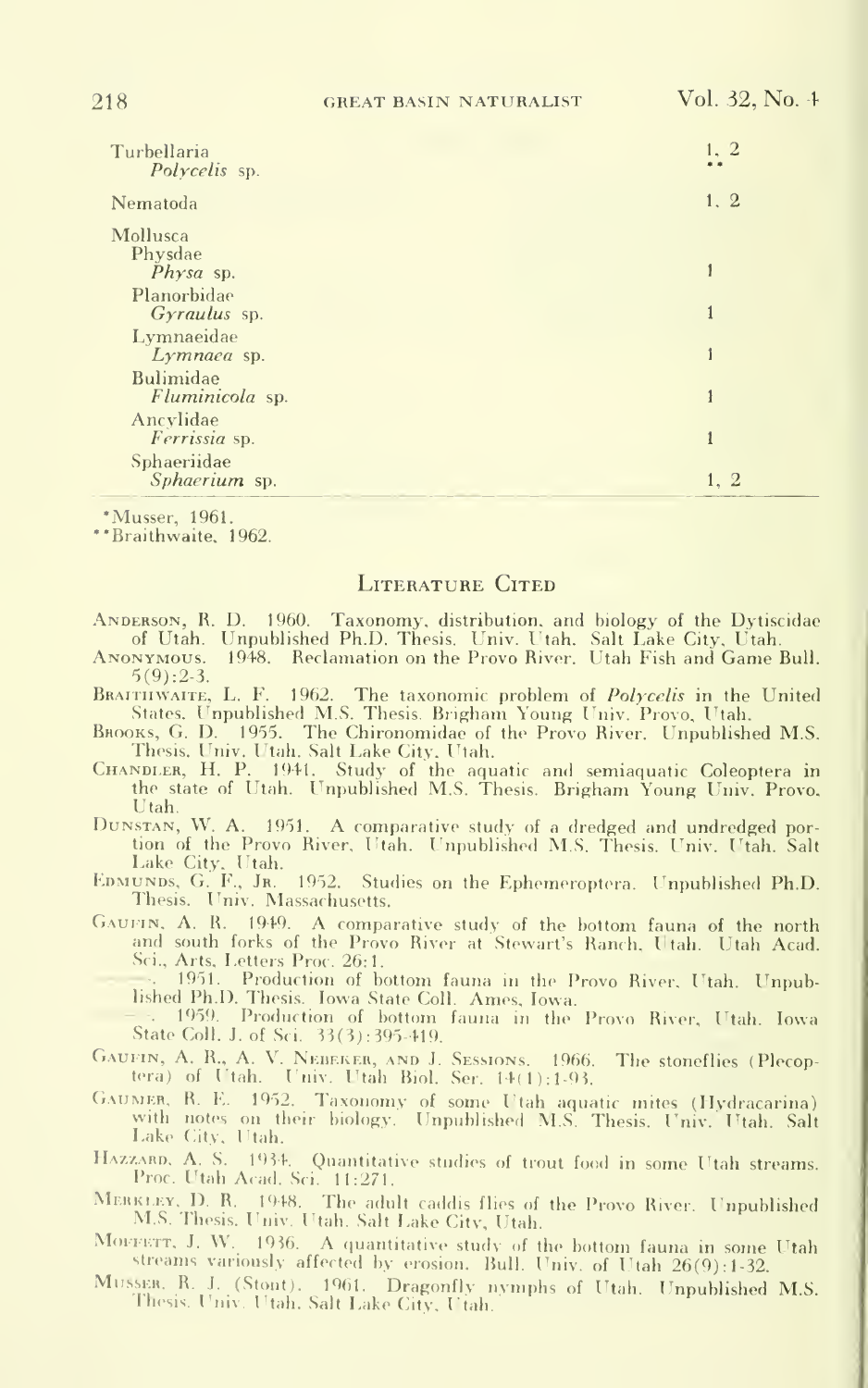| | |
|---|---|
| Turbellaria | 1, 2 |
| *Polycelis* sp. | ** |
| Nematoda | 1, 2 |
| Mollusca | |
| Physdae | |
| *Physa* sp. | 1 |
| Planorbidae | |
| *Gyraulus* sp. | 1 |
| Lymnaeidae | |
| *Lymnaea* sp. | 1 |
| Bulimidae | |
| *Fluminicola* sp. | 1 |
| Ancylidae | |
| *Ferrissia* sp. | 1 |
| Sphaeriidae | |
| *Sphaerium* sp. | 1, 2 |

*Musser, 1961.
**Braithwaite, 1962.

## Literature Cited

Anderson, R. D. 1960. Taxonomy, distribution, and biology of the Dytiscidae of Utah. Unpublished Ph.D. Thesis. Univ. Utah. Salt Lake City, Utah.

Anonymous. 1948. Reclamation on the Provo River. Utah Fish and Game Bull. 5(9):2-3.

Braithwaite, L. F. 1962. The taxonomic problem of *Polycelis* in the United States. Unpublished M.S. Thesis. Brigham Young Univ. Provo, Utah.

Brooks, G. D. 1955. The Chironomidae of the Provo River. Unpublished M.S. Thesis. Univ. Utah. Salt Lake City, Utah.

Chandler, H. P. 1941. Study of the aquatic and semiaquatic Coleoptera in the state of Utah. Unpublished M.S. Thesis. Brigham Young Univ. Provo, Utah.

Dunstan, W. A. 1951. A comparative study of a dredged and undredged portion of the Provo River, Utah. Unpublished M.S. Thesis. Univ. Utah. Salt Lake City, Utah.

Edmunds, G. F., Jr. 1952. Studies on the Ephemeroptera. Unpublished Ph.D. Thesis. Univ. Massachusetts.

Gaufin, A. R. 1949. A comparative study of the bottom fauna of the north and south forks of the Provo River at Stewart's Ranch, Utah. Utah Acad. Sci., Arts, Letters Proc. 26:1.

———. 1951. Production of bottom fauna in the Provo River, Utah. Unpublished Ph.D. Thesis. Iowa State Coll. Ames, Iowa.

———. 1959. Production of bottom fauna in the Provo River, Utah. Iowa State Coll. J. of Sci. 33(3):395-419.

Gaufin, A. R., A. V. Nebeker, and J. Sessions. 1966. The stoneflies (Plecoptera) of Utah. Univ. Utah Biol. Ser. 14(1):1-93.

Gaumer, R. E. 1952. Taxonomy of some Utah aquatic mites (Hydracarina) with notes on their biology. Unpublished M.S. Thesis. Univ. Utah. Salt Lake City, Utah.

Hazzard, A. S. 1934. Quantitative studies of trout food in some Utah streams. Proc. Utah Acad. Sci. 11:271.

Merkley, D. R. 1948. The adult caddis flies of the Provo River. Unpublished M.S. Thesis. Univ. Utah. Salt Lake City, Utah.

Moffett, J. W. 1936. A quantitative study of the bottom fauna in some Utah streams variously affected by erosion. Bull. Univ. of Utah 26(9):1-32.

Musser, R. J. (Stout). 1961. Dragonfly nymphs of Utah. Unpublished M.S. Thesis. Univ. Utah. Salt Lake City, Utah.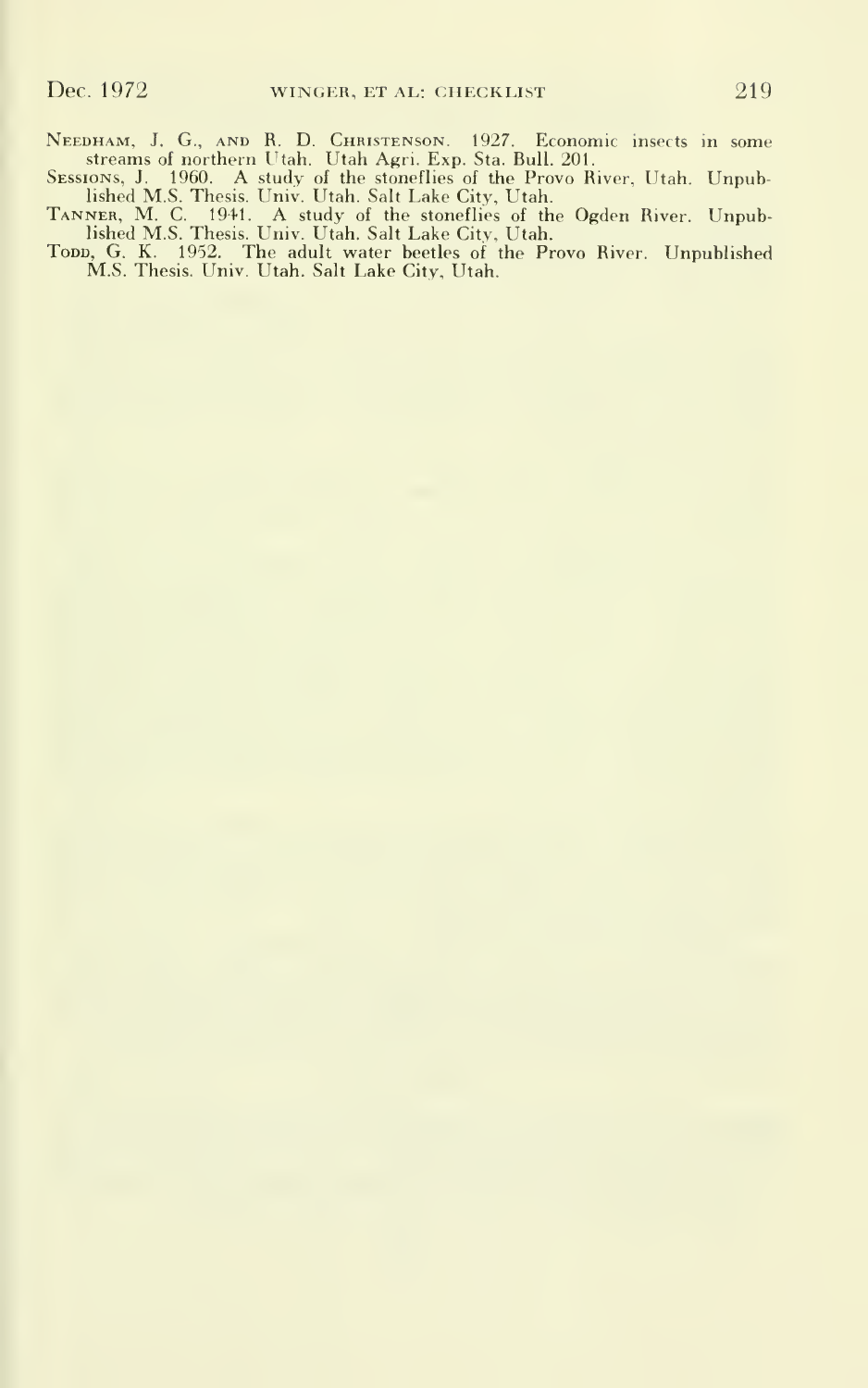Needham, J. G., and R. D. Christenson. 1927. Economic insects in some streams of northern Utah. Utah Agri. Exp. Sta. Bull. 201.

Sessions, J. 1960. A study of the stoneflies of the Provo River, Utah. Unpublished M.S. Thesis. Univ. Utah. Salt Lake City, Utah.

Tanner, M. C. 1941. A study of the stoneflies of the Ogden River. Unpublished M.S. Thesis. Univ. Utah. Salt Lake City, Utah.

Todd, G. K. 1952. The adult water beetles of the Provo River. Unpublished M.S. Thesis. Univ. Utah. Salt Lake City, Utah.